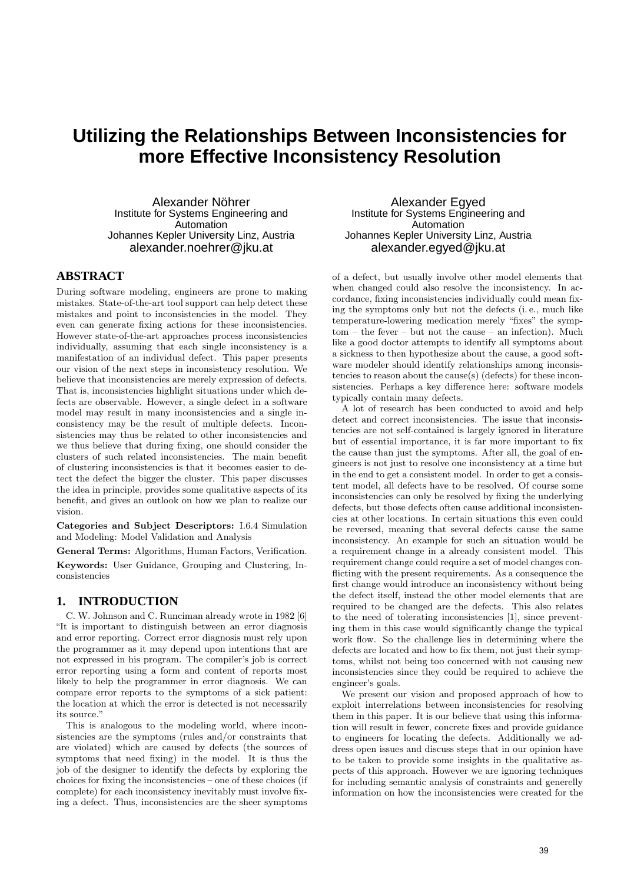# Utilizing the Relationships Between Inconsistencies for more Effective Inconsistency Resolution

Alexander Nöhrer
Institute for Systems Engineering and Automation
Johannes Kepler University Linz, Austria
alexander.noehrer@jku.at

Alexander Egyed
Institute for Systems Engineering and Automation
Johannes Kepler University Linz, Austria
alexander.egyed@jku.at

## ABSTRACT

During software modeling, engineers are prone to making mistakes. State-of-the-art tool support can help detect these mistakes and point to inconsistencies in the model. They even can generate fixing actions for these inconsistencies. However state-of-the-art approaches process inconsistencies individually, assuming that each single inconsistency is a manifestation of an individual defect. This paper presents our vision of the next steps in inconsistency resolution. We believe that inconsistencies are merely expression of defects. That is, inconsistencies highlight situations under which defects are observable. However, a single defect in a software model may result in many inconsistencies and a single inconsistency may be the result of multiple defects. Inconsistencies may thus be related to other inconsistencies and we thus believe that during fixing, one should consider the clusters of such related inconsistencies. The main benefit of clustering inconsistencies is that it becomes easier to detect the defect the bigger the cluster. This paper discusses the idea in principle, provides some qualitative aspects of its benefit, and gives an outlook on how we plan to realize our vision.

**Categories and Subject Descriptors:** I.6.4 Simulation and Modeling: Model Validation and Analysis

**General Terms:** Algorithms, Human Factors, Verification.

**Keywords:** User Guidance, Grouping and Clustering, Inconsistencies

## 1. INTRODUCTION

C. W. Johnson and C. Runciman already wrote in 1982 [6] "It is important to distinguish between an error diagnosis and error reporting. Correct error diagnosis must rely upon the programmer as it may depend upon intentions that are not expressed in his program. The compiler's job is correct error reporting using a form and content of reports most likely to help the programmer in error diagnosis. We can compare error reports to the symptoms of a sick patient: the location at which the error is detected is not necessarily its source."

This is analogous to the modeling world, where inconsistencies are the symptoms (rules and/or constraints that are violated) which are caused by defects (the sources of symptoms that need fixing) in the model. It is thus the job of the designer to identify the defects by exploring the choices for fixing the inconsistencies – one of these choices (if complete) for each inconsistency inevitably must involve fixing a defect. Thus, inconsistencies are the sheer symptoms of a defect, but usually involve other model elements that when changed could also resolve the inconsistency. In accordance, fixing inconsistencies individually could mean fixing the symptoms only but not the defects (i. e., much like temperature-lowering medication merely "fixes" the symptom – the fever – but not the cause – an infection). Much like a good doctor attempts to identify all symptoms about a sickness to then hypothesize about the cause, a good software modeler should identify relationships among inconsistencies to reason about the cause(s) (defects) for these inconsistencies. Perhaps a key difference here: software models typically contain many defects.

A lot of research has been conducted to avoid and help detect and correct inconsistencies. The issue that inconsistencies are not self-contained is largely ignored in literature but of essential importance, it is far more important to fix the cause than just the symptoms. After all, the goal of engineers is not just to resolve one inconsistency at a time but in the end to get a consistent model. In order to get a consistent model, all defects have to be resolved. Of course some inconsistencies can only be resolved by fixing the underlying defects, but those defects often cause additional inconsistencies at other locations. In certain situations this even could be reversed, meaning that several defects cause the same inconsistency. An example for such an situation would be a requirement change in a already consistent model. This requirement change could require a set of model changes conflicting with the present requirements. As a consequence the first change would introduce an inconsistency without being the defect itself, instead the other model elements that are required to be changed are the defects. This also relates to the need of tolerating inconsistencies [1], since preventing them in this case would significantly change the typical work flow. So the challenge lies in determining where the defects are located and how to fix them, not just their symptoms, whilst not being too concerned with not causing new inconsistencies since they could be required to achieve the engineer's goals.

We present our vision and proposed approach of how to exploit interrelations between inconsistencies for resolving them in this paper. It is our believe that using this information will result in fewer, concrete fixes and provide guidance to engineers for locating the defects. Additionally we address open issues and discuss steps that in our opinion have to be taken to provide some insights in the qualitative aspects of this approach. However we are ignoring techniques for including semantic analysis of constraints and generelly information on how the inconsistencies were created for the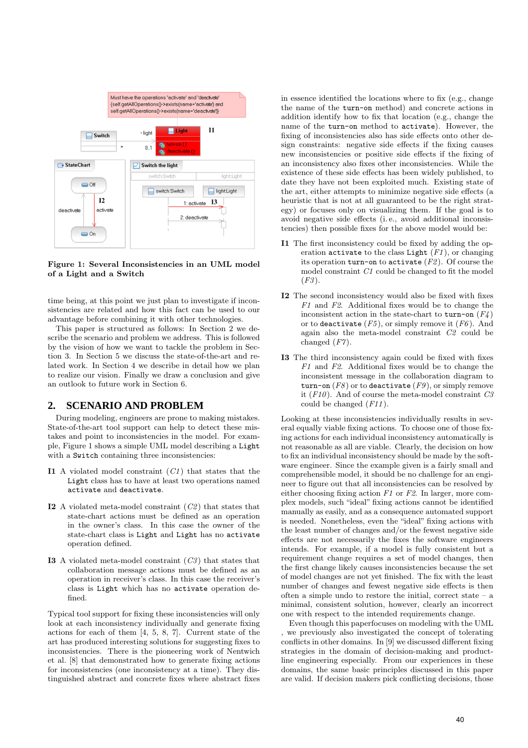Figure 1: Several Inconsistencies in an UML model of a Light and a Switch

time being, at this point we just plan to investigate if inconsistencies are related and how this fact can be used to our advantage before combining it with other technologies.

This paper is structured as follows: In Section 2 we describe the scenario and problem we address. This is followed by the vision of how we want to tackle the problem in Section 3. In Section 5 we discuss the state-of-the-art and related work. In Section 4 we describe in detail how we plan to realize our vision. Finally we draw a conclusion and give an outlook to future work in Section 6.

## 2. SCENARIO AND PROBLEM

During modeling, engineers are prone to making mistakes. State-of-the-art tool support can help to detect these mistakes and point to inconsistencies in the model. For example, Figure 1 shows a simple UML model describing a `Light` with a `Switch` containing three inconsistencies:

**I1** A violated model constraint (*C1*) that states that the `Light` class has to have at least two operations named `activate` and `deactivate`.

**I2** A violated meta-model constraint (*C2*) that states that state-chart actions must be defined as an operation in the owner's class. In this case the owner of the state-chart class is `Light` and `Light` has no `activate` operation defined.

**I3** A violated meta-model constraint (*C3*) that states that collaboration message actions must be defined as an operation in receiver's class. In this case the receiver's class is `Light` which has no `activate` operation defined.

Typical tool support for fixing these inconsistencies will only look at each inconsistency individually and generate fixing actions for each of them [4, 5, 8, 7]. Current state of the art has produced interesting solutions for suggesting fixes to inconsistencies. There is the pioneering work of Nentwich et al. [8] that demonstrated how to generate fixing actions for inconsistencies (one inconsistency at a time). They distinguished abstract and concrete fixes where abstract fixes in essence identified the locations where to fix (e.g., change the name of the `turn-on` method) and concrete actions in addition identify how to fix that location (e.g., change the name of the `turn-on` method to `activate`). However, the fixing of inconsistencies also has side effects onto other design constraints: negative side effects if the fixing causes new inconsistencies or positive side effects if the fixing of an inconsistency also fixes other inconsistencies. While the existence of these side effects has been widely published, to date they have not been exploited much. Existing state of the art, either attempts to minimize negative side effects (a heuristic that is not at all guaranteed to be the right strategy) or focuses only on visualizing them. If the goal is to avoid negative side effects (i. e., avoid additional inconsistencies) then possible fixes for the above model would be:

**I1** The first inconsistency could be fixed by adding the operation `activate` to the class `Light` (*F1*), or changing its operation `turn-on` to `activate` (*F2*). Of course the model constraint *C1* could be changed to fit the model (*F3*).

**I2** The second inconsistency would also be fixed with fixes *F1* and *F2*. Additional fixes would be to change the inconsistent action in the state-chart to `turn-on` (*F4*) or to `deactivate` (*F5*), or simply remove it (*F6*). And again also the meta-model constraint *C2* could be changed (*F7*).

**I3** The third inconsistency again could be fixed with fixes *F1* and *F2*. Additional fixes would be to change the inconsistent message in the collaboration diagram to `turn-on` (*F8*) or to `deactivate` (*F9*), or simply remove it (*F10*). And of course the meta-model constraint *C3* could be changed (*F11*).

Looking at these inconsistencies individually results in several equally viable fixing actions. To choose one of those fixing actions for each individual inconsistency automatically is not reasonable as all are viable. Clearly, the decision on how to fix an individual inconsistency should be made by the software engineer. Since the example given is a fairly small and comprehensible model, it should be no challenge for an engineer to figure out that all inconsistencies can be resolved by either choosing fixing action *F1* or *F2*. In larger, more complex models, such "ideal" fixing actions cannot be identified manually as easily, and as a consequence automated support is needed. Nonetheless, even the "ideal" fixing actions with the least number of changes and/or the fewest negative side effects are not necessarily the fixes the software engineers intends. For example, if a model is fully consistent but a requirement change requires a set of model changes, then the first change likely causes inconsistencies because the set of model changes are not yet finished. The fix with the least number of changes and fewest negative side effects is then often a simple undo to restore the initial, correct state – a minimal, consistent solution, however, clearly an incorrect one with respect to the intended requirements change.

Even though this paperfocuses on modeling with the UML , we previously also investigated the concept of tolerating conflicts in other domains. In [9] we discussed different fixing strategies in the domain of decision-making and product-line engineering especially. From our experiences in these domains, the same basic principles discussed in this paper are valid. If decision makers pick conflicting decisions, those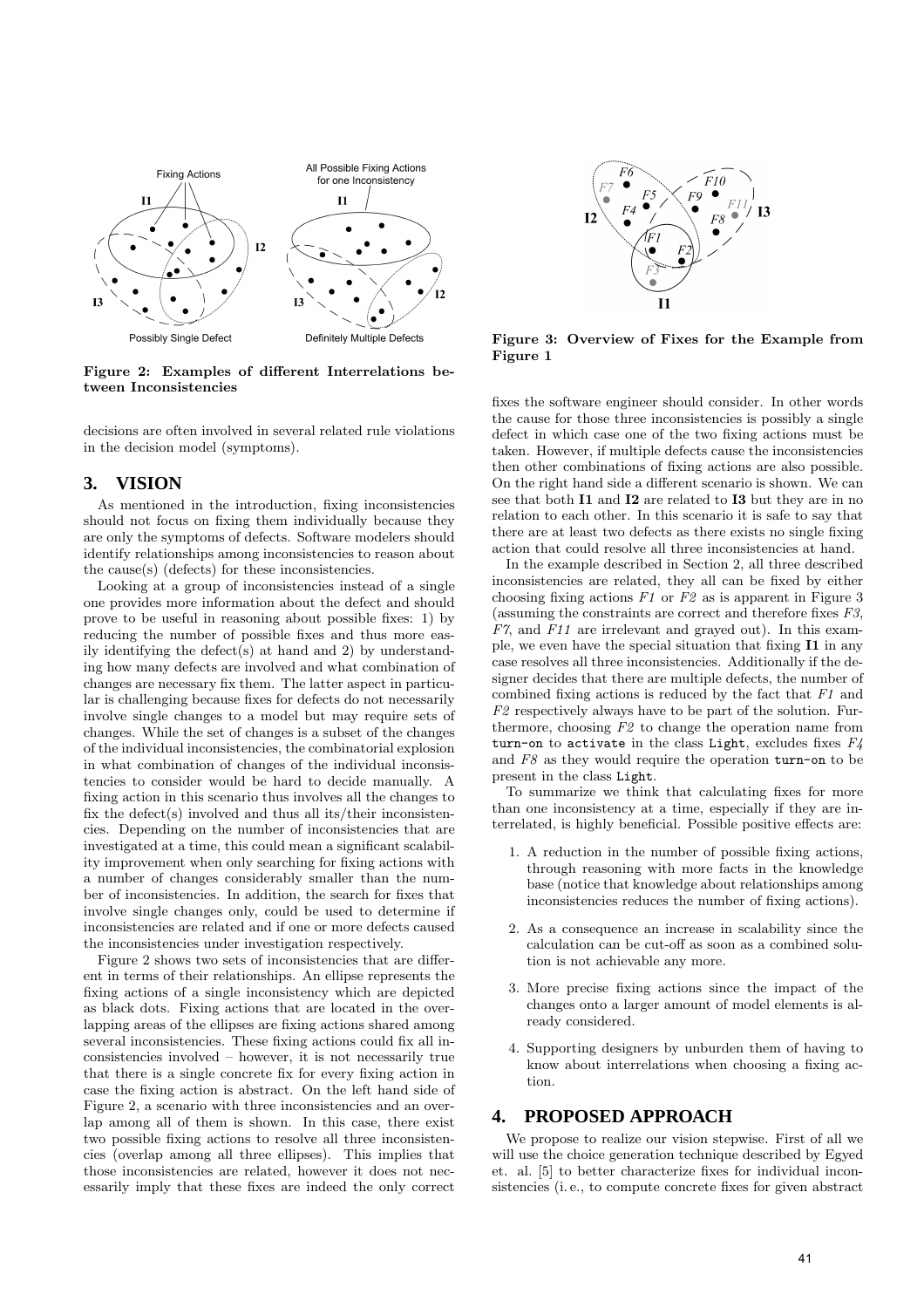Figure 2: Examples of different Interrelations between Inconsistencies

decisions are often involved in several related rule violations in the decision model (symptoms).

## 3. VISION

As mentioned in the introduction, fixing inconsistencies should not focus on fixing them individually because they are only the symptoms of defects. Software modelers should identify relationships among inconsistencies to reason about the cause(s) (defects) for these inconsistencies.

Looking at a group of inconsistencies instead of a single one provides more information about the defect and should prove to be useful in reasoning about possible fixes: 1) by reducing the number of possible fixes and thus more easily identifying the defect(s) at hand and 2) by understanding how many defects are involved and what combination of changes are necessary fix them. The latter aspect in particular is challenging because fixes for defects do not necessarily involve single changes to a model but may require sets of changes. While the set of changes is a subset of the changes of the individual inconsistencies, the combinatorial explosion in what combination of changes of the individual inconsistencies to consider would be hard to decide manually. A fixing action in this scenario thus involves all the changes to fix the defect(s) involved and thus all its/their inconsistencies. Depending on the number of inconsistencies that are investigated at a time, this could mean a significant scalability improvement when only searching for fixing actions with a number of changes considerably smaller than the number of inconsistencies. In addition, the search for fixes that involve single changes only, could be used to determine if inconsistencies are related and if one or more defects caused the inconsistencies under investigation respectively.

Figure 2 shows two sets of inconsistencies that are different in terms of their relationships. An ellipse represents the fixing actions of a single inconsistency which are depicted as black dots. Fixing actions that are located in the overlapping areas of the ellipses are fixing actions shared among several inconsistencies. These fixing actions could fix all inconsistencies involved – however, it is not necessarily true that there is a single concrete fix for every fixing action in case the fixing action is abstract. On the left hand side of Figure 2, a scenario with three inconsistencies and an overlap among all of them is shown. In this case, there exist two possible fixing actions to resolve all three inconsistencies (overlap among all three ellipses). This implies that those inconsistencies are related, however it does not necessarily imply that these fixes are indeed the only correct fixes the software engineer should consider. In other words the cause for those three inconsistencies is possibly a single defect in which case one of the two fixing actions must be taken. However, if multiple defects cause the inconsistencies then other combinations of fixing actions are also possible. On the right hand side a different scenario is shown. We can see that both **I1** and **I2** are related to **I3** but they are in no relation to each other. In this scenario it is safe to say that there are at least two defects as there exists no single fixing action that could resolve all three inconsistencies at hand.

Figure 3: Overview of Fixes for the Example from Figure 1

In the example described in Section 2, all three described inconsistencies are related, they all can be fixed by either choosing fixing actions *F1* or *F2* as is apparent in Figure 3 (assuming the constraints are correct and therefore fixes *F3*, *F7*, and *F11* are irrelevant and grayed out). In this example, we even have the special situation that fixing **I1** in any case resolves all three inconsistencies. Additionally if the designer decides that there are multiple defects, the number of combined fixing actions is reduced by the fact that *F1* and *F2* respectively always have to be part of the solution. Furthermore, choosing *F2* to change the operation name from `turn-on` to `activate` in the class `Light`, excludes fixes *F4* and *F8* as they would require the operation `turn-on` to be present in the class `Light`.

To summarize we think that calculating fixes for more than one inconsistency at a time, especially if they are interrelated, is highly beneficial. Possible positive effects are:

1. A reduction in the number of possible fixing actions, through reasoning with more facts in the knowledge base (notice that knowledge about relationships among inconsistencies reduces the number of fixing actions).
2. As a consequence an increase in scalability since the calculation can be cut-off as soon as a combined solution is not achievable any more.
3. More precise fixing actions since the impact of the changes onto a larger amount of model elements is already considered.
4. Supporting designers by unburden them of having to know about interrelations when choosing a fixing action.

## 4. PROPOSED APPROACH

We propose to realize our vision stepwise. First of all we will use the choice generation technique described by Egyed et. al. [5] to better characterize fixes for individual inconsistencies (i. e., to compute concrete fixes for given abstract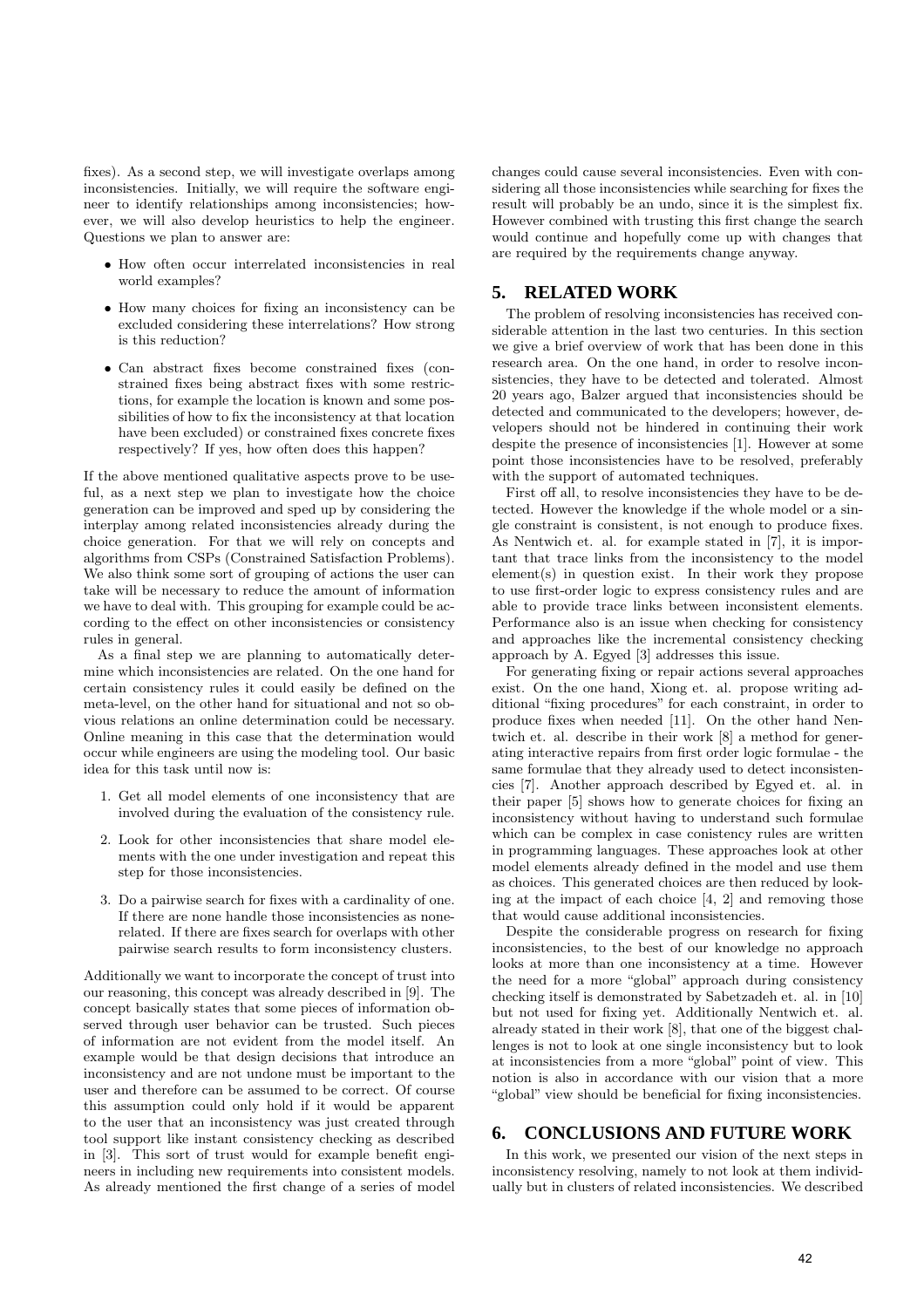fixes). As a second step, we will investigate overlaps among inconsistencies. Initially, we will require the software engineer to identify relationships among inconsistencies; however, we will also develop heuristics to help the engineer. Questions we plan to answer are:

- How often occur interrelated inconsistencies in real world examples?
- How many choices for fixing an inconsistency can be excluded considering these interrelations? How strong is this reduction?
- Can abstract fixes become constrained fixes (constrained fixes being abstract fixes with some restrictions, for example the location is known and some possibilities of how to fix the inconsistency at that location have been excluded) or constrained fixes concrete fixes respectively? If yes, how often does this happen?

If the above mentioned qualitative aspects prove to be useful, as a next step we plan to investigate how the choice generation can be improved and sped up by considering the interplay among related inconsistencies already during the choice generation. For that we will rely on concepts and algorithms from CSPs (Constrained Satisfaction Problems). We also think some sort of grouping of actions the user can take will be necessary to reduce the amount of information we have to deal with. This grouping for example could be according to the effect on other inconsistencies or consistency rules in general.

As a final step we are planning to automatically determine which inconsistencies are related. On the one hand for certain consistency rules it could easily be defined on the meta-level, on the other hand for situational and not so obvious relations an online determination could be necessary. Online meaning in this case that the determination would occur while engineers are using the modeling tool. Our basic idea for this task until now is:

1. Get all model elements of one inconsistency that are involved during the evaluation of the consistency rule.
2. Look for other inconsistencies that share model elements with the one under investigation and repeat this step for those inconsistencies.
3. Do a pairwise search for fixes with a cardinality of one. If there are none handle those inconsistencies as none-related. If there are fixes search for overlaps with other pairwise search results to form inconsistency clusters.

Additionally we want to incorporate the concept of trust into our reasoning, this concept was already described in [9]. The concept basically states that some pieces of information observed through user behavior can be trusted. Such pieces of information are not evident from the model itself. An example would be that design decisions that introduce an inconsistency and are not undone must be important to the user and therefore can be assumed to be correct. Of course this assumption could only hold if it would be apparent to the user that an inconsistency was just created through tool support like instant consistency checking as described in [3]. This sort of trust would for example benefit engineers in including new requirements into consistent models. As already mentioned the first change of a series of model changes could cause several inconsistencies. Even with considering all those inconsistencies while searching for fixes the result will probably be an undo, since it is the simplest fix. However combined with trusting this first change the search would continue and hopefully come up with changes that are required by the requirements change anyway.

## 5. RELATED WORK

The problem of resolving inconsistencies has received considerable attention in the last two centuries. In this section we give a brief overview of work that has been done in this research area. On the one hand, in order to resolve inconsistencies, they have to be detected and tolerated. Almost 20 years ago, Balzer argued that inconsistencies should be detected and communicated to the developers; however, developers should not be hindered in continuing their work despite the presence of inconsistencies [1]. However at some point those inconsistencies have to be resolved, preferably with the support of automated techniques.

First off all, to resolve inconsistencies they have to be detected. However the knowledge if the whole model or a single constraint is consistent, is not enough to produce fixes. As Nentwich et. al. for example stated in [7], it is important that trace links from the inconsistency to the model element(s) in question exist. In their work they propose to use first-order logic to express consistency rules and are able to provide trace links between inconsistent elements. Performance also is an issue when checking for consistency and approaches like the incremental consistency checking approach by A. Egyed [3] addresses this issue.

For generating fixing or repair actions several approaches exist. On the one hand, Xiong et. al. propose writing additional "fixing procedures" for each constraint, in order to produce fixes when needed [11]. On the other hand Nentwich et. al. describe in their work [8] a method for generating interactive repairs from first order logic formulae - the same formulae that they already used to detect inconsistencies [7]. Another approach described by Egyed et. al. in their paper [5] shows how to generate choices for fixing an inconsistency without having to understand such formulae which can be complex in case conistency rules are written in programming languages. These approaches look at other model elements already defined in the model and use them as choices. This generated choices are then reduced by looking at the impact of each choice [4, 2] and removing those that would cause additional inconsistencies.

Despite the considerable progress on research for fixing inconsistencies, to the best of our knowledge no approach looks at more than one inconsistency at a time. However the need for a more "global" approach during consistency checking itself is demonstrated by Sabetzadeh et. al. in [10] but not used for fixing yet. Additionally Nentwich et. al. already stated in their work [8], that one of the biggest challenges is not to look at one single inconsistency but to look at inconsistencies from a more "global" point of view. This notion is also in accordance with our vision that a more "global" view should be beneficial for fixing inconsistencies.

## 6. CONCLUSIONS AND FUTURE WORK

In this work, we presented our vision of the next steps in inconsistency resolving, namely to not look at them individually but in clusters of related inconsistencies. We described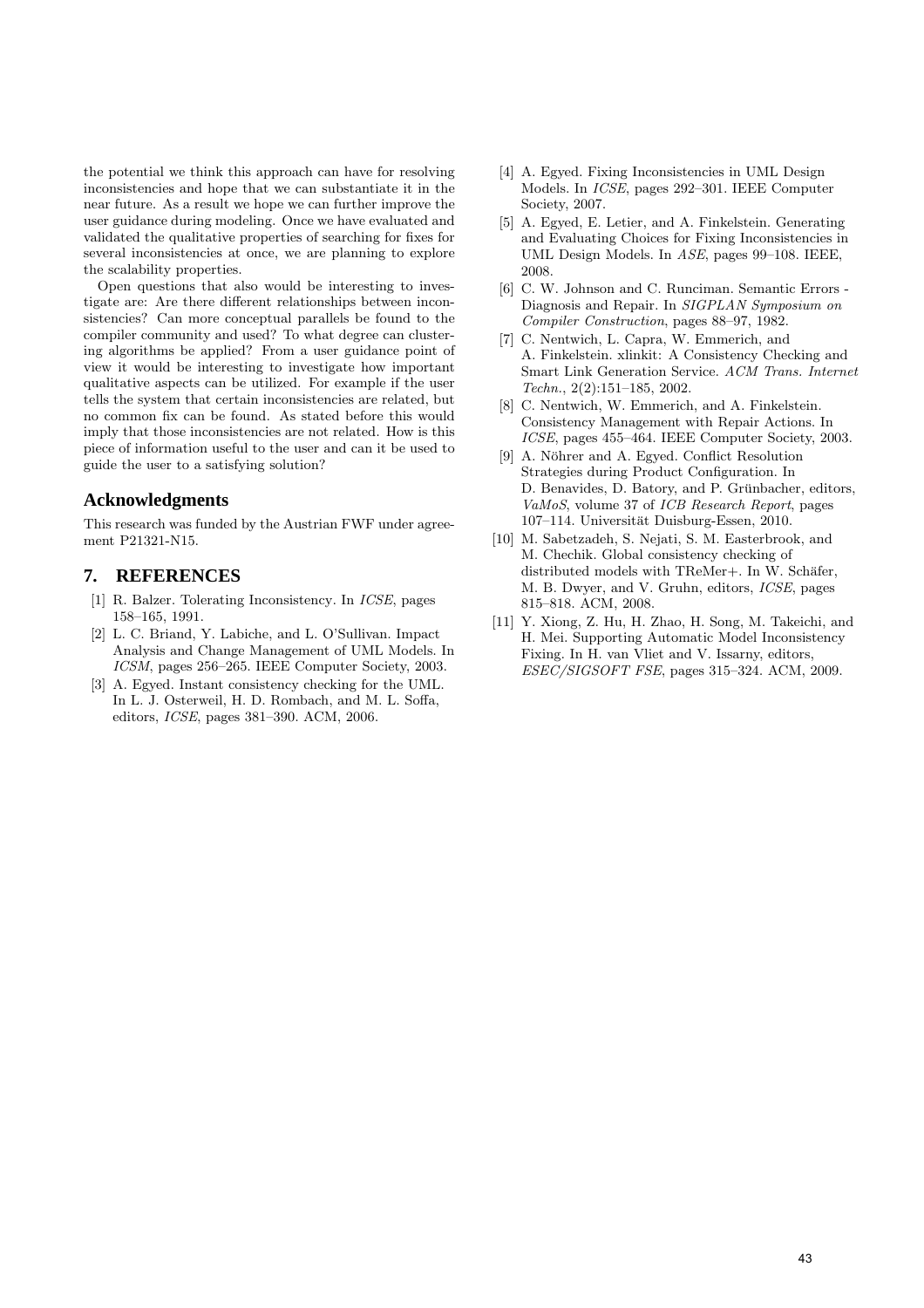the potential we think this approach can have for resolving inconsistencies and hope that we can substantiate it in the near future. As a result we hope we can further improve the user guidance during modeling. Once we have evaluated and validated the qualitative properties of searching for fixes for several inconsistencies at once, we are planning to explore the scalability properties.

Open questions that also would be interesting to investigate are: Are there different relationships between inconsistencies? Can more conceptual parallels be found to the compiler community and used? To what degree can clustering algorithms be applied? From a user guidance point of view it would be interesting to investigate how important qualitative aspects can be utilized. For example if the user tells the system that certain inconsistencies are related, but no common fix can be found. As stated before this would imply that those inconsistencies are not related. How is this piece of information useful to the user and can it be used to guide the user to a satisfying solution?

## Acknowledgments

This research was funded by the Austrian FWF under agreement P21321-N15.

## 7. REFERENCES

[1] R. Balzer. Tolerating Inconsistency. In *ICSE*, pages 158–165, 1991.

[2] L. C. Briand, Y. Labiche, and L. O'Sullivan. Impact Analysis and Change Management of UML Models. In *ICSM*, pages 256–265. IEEE Computer Society, 2003.

[3] A. Egyed. Instant consistency checking for the UML. In L. J. Osterweil, H. D. Rombach, and M. L. Soffa, editors, *ICSE*, pages 381–390. ACM, 2006.

[4] A. Egyed. Fixing Inconsistencies in UML Design Models. In *ICSE*, pages 292–301. IEEE Computer Society, 2007.

[5] A. Egyed, E. Letier, and A. Finkelstein. Generating and Evaluating Choices for Fixing Inconsistencies in UML Design Models. In *ASE*, pages 99–108. IEEE, 2008.

[6] C. W. Johnson and C. Runciman. Semantic Errors - Diagnosis and Repair. In *SIGPLAN Symposium on Compiler Construction*, pages 88–97, 1982.

[7] C. Nentwich, L. Capra, W. Emmerich, and A. Finkelstein. xlinkit: A Consistency Checking and Smart Link Generation Service. *ACM Trans. Internet Techn.*, 2(2):151–185, 2002.

[8] C. Nentwich, W. Emmerich, and A. Finkelstein. Consistency Management with Repair Actions. In *ICSE*, pages 455–464. IEEE Computer Society, 2003.

[9] A. Nöhrer and A. Egyed. Conflict Resolution Strategies during Product Configuration. In D. Benavides, D. Batory, and P. Grünbacher, editors, *VaMoS*, volume 37 of *ICB Research Report*, pages 107–114. Universität Duisburg-Essen, 2010.

[10] M. Sabetzadeh, S. Nejati, S. M. Easterbrook, and M. Chechik. Global consistency checking of distributed models with TReMer+. In W. Schäfer, M. B. Dwyer, and V. Gruhn, editors, *ICSE*, pages 815–818. ACM, 2008.

[11] Y. Xiong, Z. Hu, H. Zhao, H. Song, M. Takeichi, and H. Mei. Supporting Automatic Model Inconsistency Fixing. In H. van Vliet and V. Issarny, editors, *ESEC/SIGSOFT FSE*, pages 315–324. ACM, 2009.